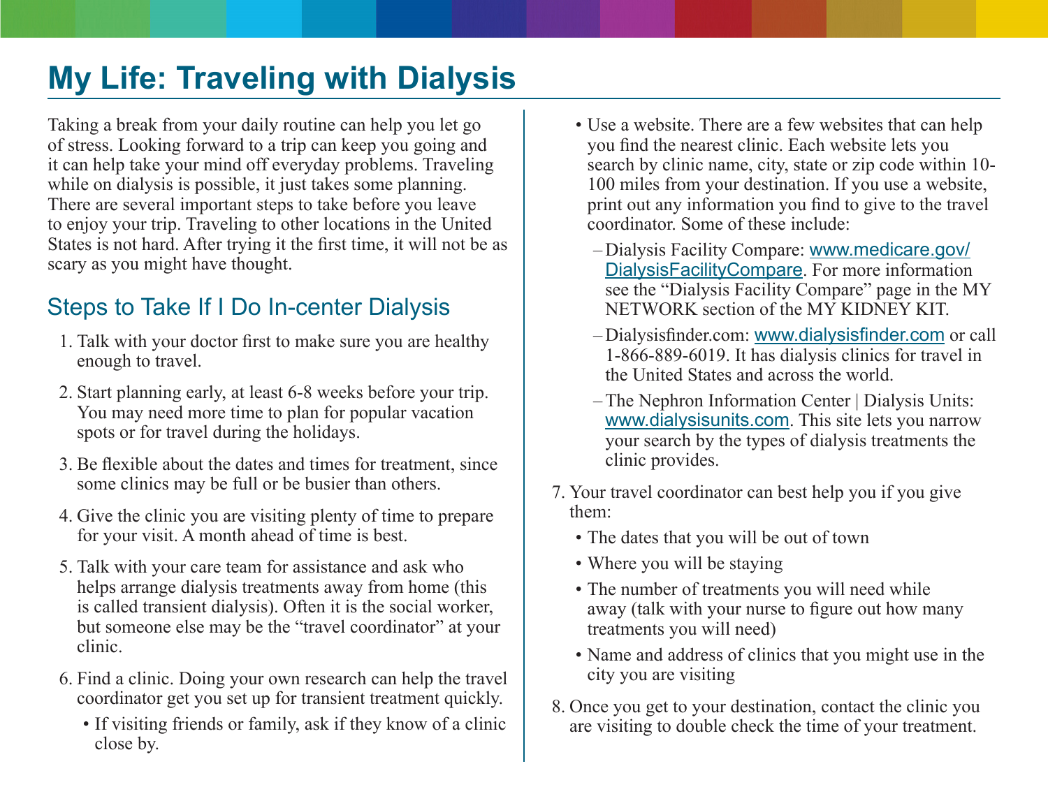# My Life: Traveling with Dialysis

Taking a break from your daily routine can help you let go of stress. Looking forward to a trip can keep you going and it can help take your mind off everyday problems. Traveling while on dialysis is possible, it just takes some planning. There are several important steps to take before you leave to enjoy your trip. Traveling to other locations in the United States is not hard. After trying it the first time, it will not be as scary as you might have thought.

## Steps to Take If I Do In-center Dialysis

1. Talk with your doctor first to make sure you are healthy enough to travel.
2. Start planning early, at least 6-8 weeks before your trip. You may need more time to plan for popular vacation spots or for travel during the holidays.
3. Be flexible about the dates and times for treatment, since some clinics may be full or be busier than others.
4. Give the clinic you are visiting plenty of time to prepare for your visit. A month ahead of time is best.
5. Talk with your care team for assistance and ask who helps arrange dialysis treatments away from home (this is called transient dialysis). Often it is the social worker, but someone else may be the "travel coordinator" at your clinic.
6. Find a clinic. Doing your own research can help the travel coordinator get you set up for transient treatment quickly.
   - If visiting friends or family, ask if they know of a clinic close by.
   - Use a website. There are a few websites that can help you find the nearest clinic. Each website lets you search by clinic name, city, state or zip code within 10-100 miles from your destination. If you use a website, print out any information you find to give to the travel coordinator. Some of these include:
     - Dialysis Facility Compare: www.medicare.gov/DialysisFacilityCompare. For more information see the "Dialysis Facility Compare" page in the MY NETWORK section of the MY KIDNEY KIT.
     - Dialysisfinder.com: www.dialysisfinder.com or call 1-866-889-6019. It has dialysis clinics for travel in the United States and across the world.
     - The Nephron Information Center | Dialysis Units: www.dialysisunits.com. This site lets you narrow your search by the types of dialysis treatments the clinic provides.
7. Your travel coordinator can best help you if you give them:
   - The dates that you will be out of town
   - Where you will be staying
   - The number of treatments you will need while away (talk with your nurse to figure out how many treatments you will need)
   - Name and address of clinics that you might use in the city you are visiting
8. Once you get to your destination, contact the clinic you are visiting to double check the time of your treatment.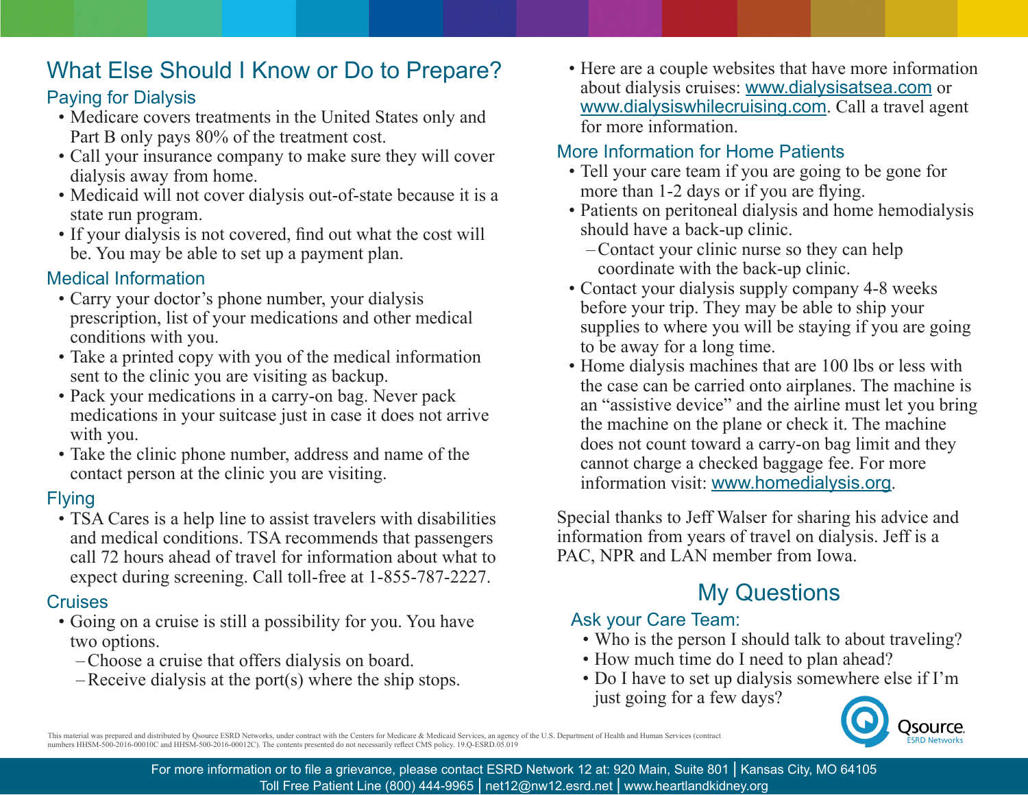# What Else Should I Know or Do to Prepare?

## Paying for Dialysis

- Medicare covers treatments in the United States only and Part B only pays 80% of the treatment cost.
- Call your insurance company to make sure they will cover dialysis away from home.
- Medicaid will not cover dialysis out-of-state because it is a state run program.
- If your dialysis is not covered, find out what the cost will be. You may be able to set up a payment plan.

## Medical Information

- Carry your doctor's phone number, your dialysis prescription, list of your medications and other medical conditions with you.
- Take a printed copy with you of the medical information sent to the clinic you are visiting as backup.
- Pack your medications in a carry-on bag. Never pack medications in your suitcase just in case it does not arrive with you.
- Take the clinic phone number, address and name of the contact person at the clinic you are visiting.

## Flying

- TSA Cares is a help line to assist travelers with disabilities and medical conditions. TSA recommends that passengers call 72 hours ahead of travel for information about what to expect during screening. Call toll-free at 1-855-787-2227.

## Cruises

- Going on a cruise is still a possibility for you. You have two options.
  - Choose a cruise that offers dialysis on board.
  - Receive dialysis at the port(s) where the ship stops.
- Here are a couple websites that have more information about dialysis cruises: www.dialysisatsea.com or www.dialysiswhilecruising.com. Call a travel agent for more information.

## More Information for Home Patients

- Tell your care team if you are going to be gone for more than 1-2 days or if you are flying.
- Patients on peritoneal dialysis and home hemodialysis should have a back-up clinic.
  - Contact your clinic nurse so they can help coordinate with the back-up clinic.
- Contact your dialysis supply company 4-8 weeks before your trip. They may be able to ship your supplies to where you will be staying if you are going to be away for a long time.
- Home dialysis machines that are 100 lbs or less with the case can be carried onto airplanes. The machine is an "assistive device" and the airline must let you bring the machine on the plane or check it. The machine does not count toward a carry-on bag limit and they cannot charge a checked baggage fee. For more information visit: www.homedialysis.org.

Special thanks to Jeff Walser for sharing his advice and information from years of travel on dialysis. Jeff is a PAC, NPR and LAN member from Iowa.

# My Questions

## Ask your Care Team:

- Who is the person I should talk to about traveling?
- How much time do I need to plan ahead?
- Do I have to set up dialysis somewhere else if I'm just going for a few days?

This material was prepared and distributed by Qsource ESRD Networks, under contract with the Centers for Medicare & Medicaid Services, an agency of the U.S. Department of Health and Human Services (contract numbers HHSM-500-2016-00010C and HHSM-500-2016-00012C). The contents presented do not necessarily reflect CMS policy. 19.Q-ESRD.05.019

Qsource ESRD Networks

For more information or to file a grievance, please contact ESRD Network 12 at: 920 Main, Suite 801 | Kansas City, MO 64105
Toll Free Patient Line (800) 444-9965 | net12@nw12.esrd.net | www.heartlandkidney.org